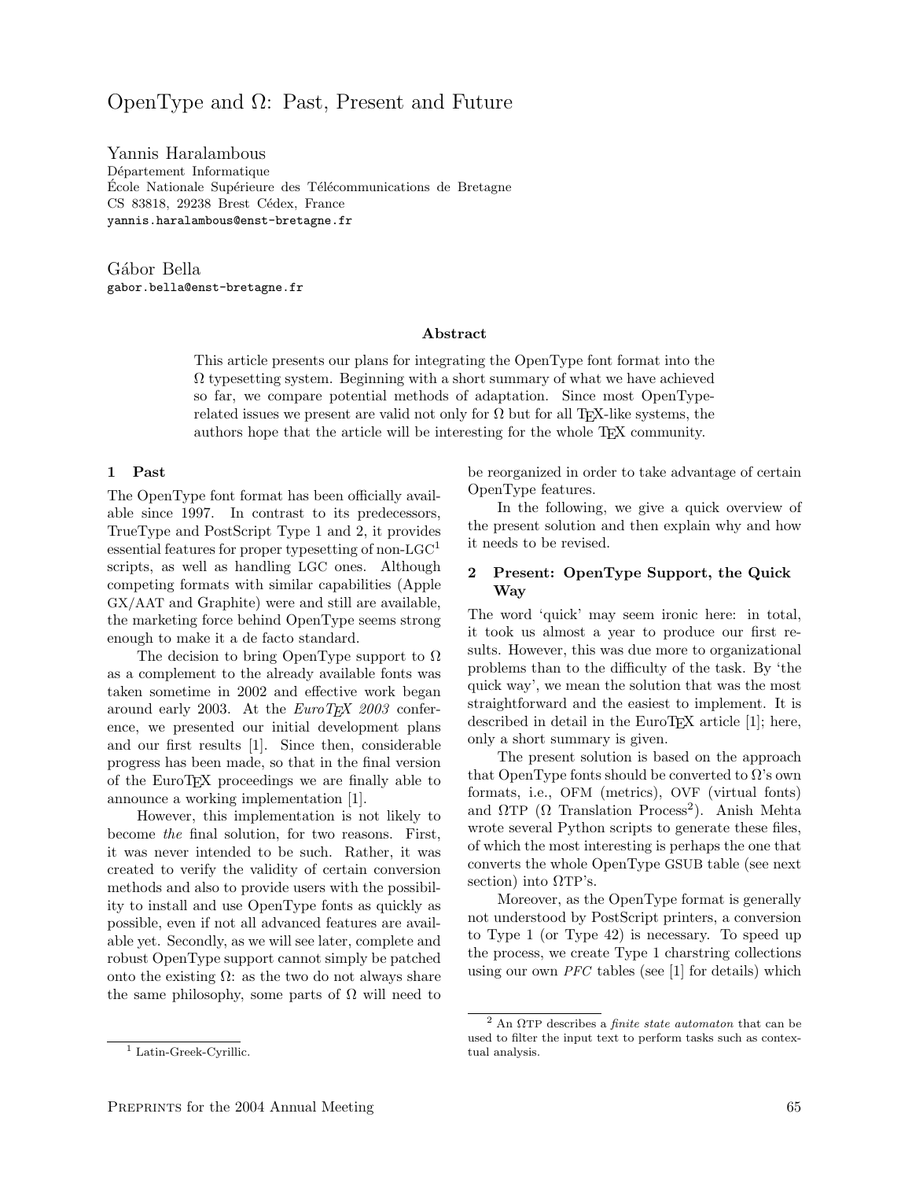# OpenType and Ω: Past, Present and Future

Yannis Haralambous
Département Informatique
École Nationale Supérieure des Télécommunications de Bretagne
CS 83818, 29238 Brest Cédex, France
yannis.haralambous@enst-bretagne.fr

Gábor Bella
gabor.bella@enst-bretagne.fr

### Abstract

This article presents our plans for integrating the OpenType font format into the Ω typesetting system. Beginning with a short summary of what we have achieved so far, we compare potential methods of adaptation. Since most OpenType-related issues we present are valid not only for Ω but for all TeX-like systems, the authors hope that the article will be interesting for the whole TeX community.

## 1 Past

The OpenType font format has been officially available since 1997. In contrast to its predecessors, TrueType and PostScript Type 1 and 2, it provides essential features for proper typesetting of non-LGC[1] scripts, as well as handling LGC ones. Although competing formats with similar capabilities (Apple GX/AAT and Graphite) were and still are available, the marketing force behind OpenType seems strong enough to make it a de facto standard.

The decision to bring OpenType support to Ω as a complement to the already available fonts was taken sometime in 2002 and effective work began around early 2003. At the *EuroTeX 2003* conference, we presented our initial development plans and our first results [1]. Since then, considerable progress has been made, so that in the final version of the EuroTeX proceedings we are finally able to announce a working implementation [1].

However, this implementation is not likely to become *the* final solution, for two reasons. First, it was never intended to be such. Rather, it was created to verify the validity of certain conversion methods and also to provide users with the possibility to install and use OpenType fonts as quickly as possible, even if not all advanced features are available yet. Secondly, as we will see later, complete and robust OpenType support cannot simply be patched onto the existing Ω: as the two do not always share the same philosophy, some parts of Ω will need to be reorganized in order to take advantage of certain OpenType features.

In the following, we give a quick overview of the present solution and then explain why and how it needs to be revised.

## 2 Present: OpenType Support, the Quick Way

The word 'quick' may seem ironic here: in total, it took us almost a year to produce our first results. However, this was due more to organizational problems than to the difficulty of the task. By 'the quick way', we mean the solution that was the most straightforward and the easiest to implement. It is described in detail in the EuroTeX article [1]; here, only a short summary is given.

The present solution is based on the approach that OpenType fonts should be converted to Ω's own formats, i.e., OFM (metrics), OVF (virtual fonts) and ΩTP (Ω Translation Process[2]). Anish Mehta wrote several Python scripts to generate these files, of which the most interesting is perhaps the one that converts the whole OpenType GSUB table (see next section) into ΩTP's.

Moreover, as the OpenType format is generally not understood by PostScript printers, a conversion to Type 1 (or Type 42) is necessary. To speed up the process, we create Type 1 charstring collections using our own *PFC* tables (see [1] for details) which

[1] Latin-Greek-Cyrillic.

[2] An ΩTP describes a *finite state automaton* that can be used to filter the input text to perform tasks such as contextual analysis.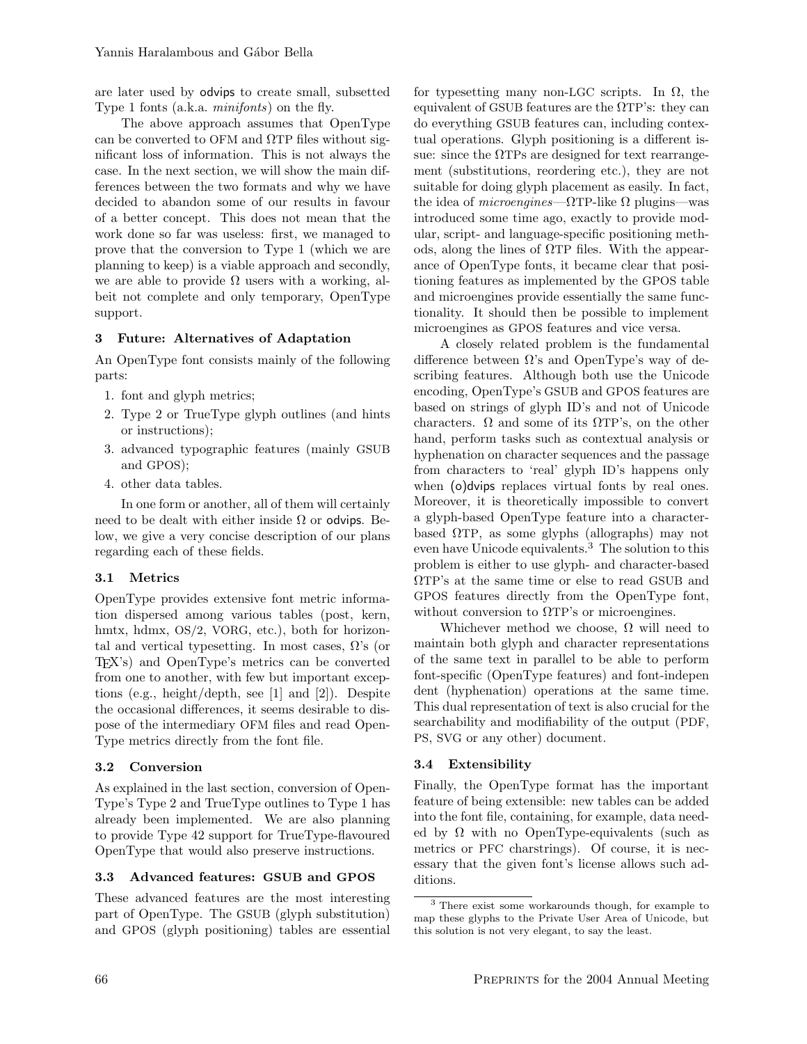are later used by odvips to create small, subsetted Type 1 fonts (a.k.a. *minifonts*) on the fly.

The above approach assumes that OpenType can be converted to OFM and ΩTP files without significant loss of information. This is not always the case. In the next section, we will show the main differences between the two formats and why we have decided to abandon some of our results in favour of a better concept. This does not mean that the work done so far was useless: first, we managed to prove that the conversion to Type 1 (which we are planning to keep) is a viable approach and secondly, we are able to provide Ω users with a working, albeit not complete and only temporary, OpenType support.

## 3 Future: Alternatives of Adaptation

An OpenType font consists mainly of the following parts:

1. font and glyph metrics;
2. Type 2 or TrueType glyph outlines (and hints or instructions);
3. advanced typographic features (mainly GSUB and GPOS);
4. other data tables.

In one form or another, all of them will certainly need to be dealt with either inside Ω or odvips. Below, we give a very concise description of our plans regarding each of these fields.

### 3.1 Metrics

OpenType provides extensive font metric information dispersed among various tables (post, kern, hmtx, hdmx, OS/2, VORG, etc.), both for horizontal and vertical typesetting. In most cases, Ω's (or TeX's) and OpenType's metrics can be converted from one to another, with few but important exceptions (e.g., height/depth, see [1] and [2]). Despite the occasional differences, it seems desirable to dispose of the intermediary OFM files and read OpenType metrics directly from the font file.

### 3.2 Conversion

As explained in the last section, conversion of OpenType's Type 2 and TrueType outlines to Type 1 has already been implemented. We are also planning to provide Type 42 support for TrueType-flavoured OpenType that would also preserve instructions.

### 3.3 Advanced features: GSUB and GPOS

These advanced features are the most interesting part of OpenType. The GSUB (glyph substitution) and GPOS (glyph positioning) tables are essential for typesetting many non-LGC scripts. In Ω, the equivalent of GSUB features are the ΩTP's: they can do everything GSUB features can, including contextual operations. Glyph positioning is a different issue: since the ΩTPs are designed for text rearrangement (substitutions, reordering etc.), they are not suitable for doing glyph placement as easily. In fact, the idea of *microengines*—ΩTP-like Ω plugins—was introduced some time ago, exactly to provide modular, script- and language-specific positioning methods, along the lines of ΩTP files. With the appearance of OpenType fonts, it became clear that positioning features as implemented by the GPOS table and microengines provide essentially the same functionality. It should then be possible to implement microengines as GPOS features and vice versa.

A closely related problem is the fundamental difference between Ω's and OpenType's way of describing features. Although both use the Unicode encoding, OpenType's GSUB and GPOS features are based on strings of glyph ID's and not of Unicode characters. Ω and some of its ΩTP's, on the other hand, perform tasks such as contextual analysis or hyphenation on character sequences and the passage from characters to 'real' glyph ID's happens only when (o)dvips replaces virtual fonts by real ones. Moreover, it is theoretically impossible to convert a glyph-based OpenType feature into a character-based ΩTP, as some glyphs (allographs) may not even have Unicode equivalents.[3] The solution to this problem is either to use glyph- and character-based ΩTP's at the same time or else to read GSUB and GPOS features directly from the OpenType font, without conversion to ΩTP's or microengines.

Whichever method we choose, Ω will need to maintain both glyph and character representations of the same text in parallel to be able to perform font-specific (OpenType features) and font-independent (hyphenation) operations at the same time. This dual representation of text is also crucial for the searchability and modifiability of the output (PDF, PS, SVG or any other) document.

### 3.4 Extensibility

Finally, the OpenType format has the important feature of being extensible: new tables can be added into the font file, containing, for example, data needed by Ω with no OpenType-equivalents (such as metrics or PFC charstrings). Of course, it is necessary that the given font's license allows such additions.

[3] There exist some workarounds though, for example to map these glyphs to the Private User Area of Unicode, but this solution is not very elegant, to say the least.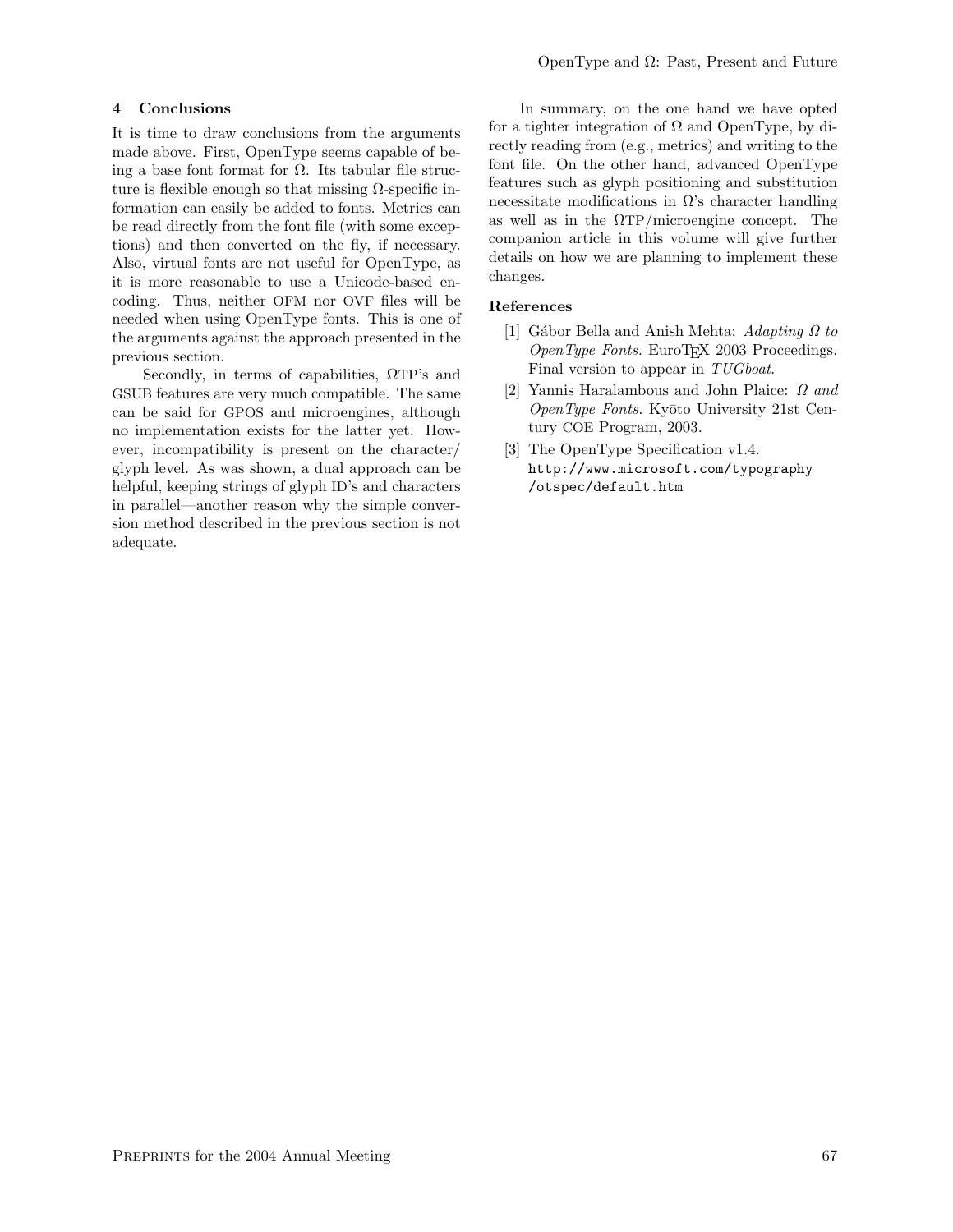## 4 Conclusions

It is time to draw conclusions from the arguments made above. First, OpenType seems capable of being a base font format for Ω. Its tabular file structure is flexible enough so that missing Ω-specific information can easily be added to fonts. Metrics can be read directly from the font file (with some exceptions) and then converted on the fly, if necessary. Also, virtual fonts are not useful for OpenType, as it is more reasonable to use a Unicode-based encoding. Thus, neither OFM nor OVF files will be needed when using OpenType fonts. This is one of the arguments against the approach presented in the previous section.

Secondly, in terms of capabilities, ΩTP's and GSUB features are very much compatible. The same can be said for GPOS and microengines, although no implementation exists for the latter yet. However, incompatibility is present on the character/glyph level. As was shown, a dual approach can be helpful, keeping strings of glyph ID's and characters in parallel—another reason why the simple conversion method described in the previous section is not adequate.

In summary, on the one hand we have opted for a tighter integration of Ω and OpenType, by directly reading from (e.g., metrics) and writing to the font file. On the other hand, advanced OpenType features such as glyph positioning and substitution necessitate modifications in Ω's character handling as well as in the ΩTP/microengine concept. The companion article in this volume will give further details on how we are planning to implement these changes.

### References

[1] Gábor Bella and Anish Mehta: *Adapting Ω to OpenType Fonts.* EuroTEX 2003 Proceedings. Final version to appear in *TUGboat.*

[2] Yannis Haralambous and John Plaice: *Ω and OpenType Fonts.* Kyōto University 21st Century COE Program, 2003.

[3] The OpenType Specification v1.4. `http://www.microsoft.com/typography/otspec/default.htm`